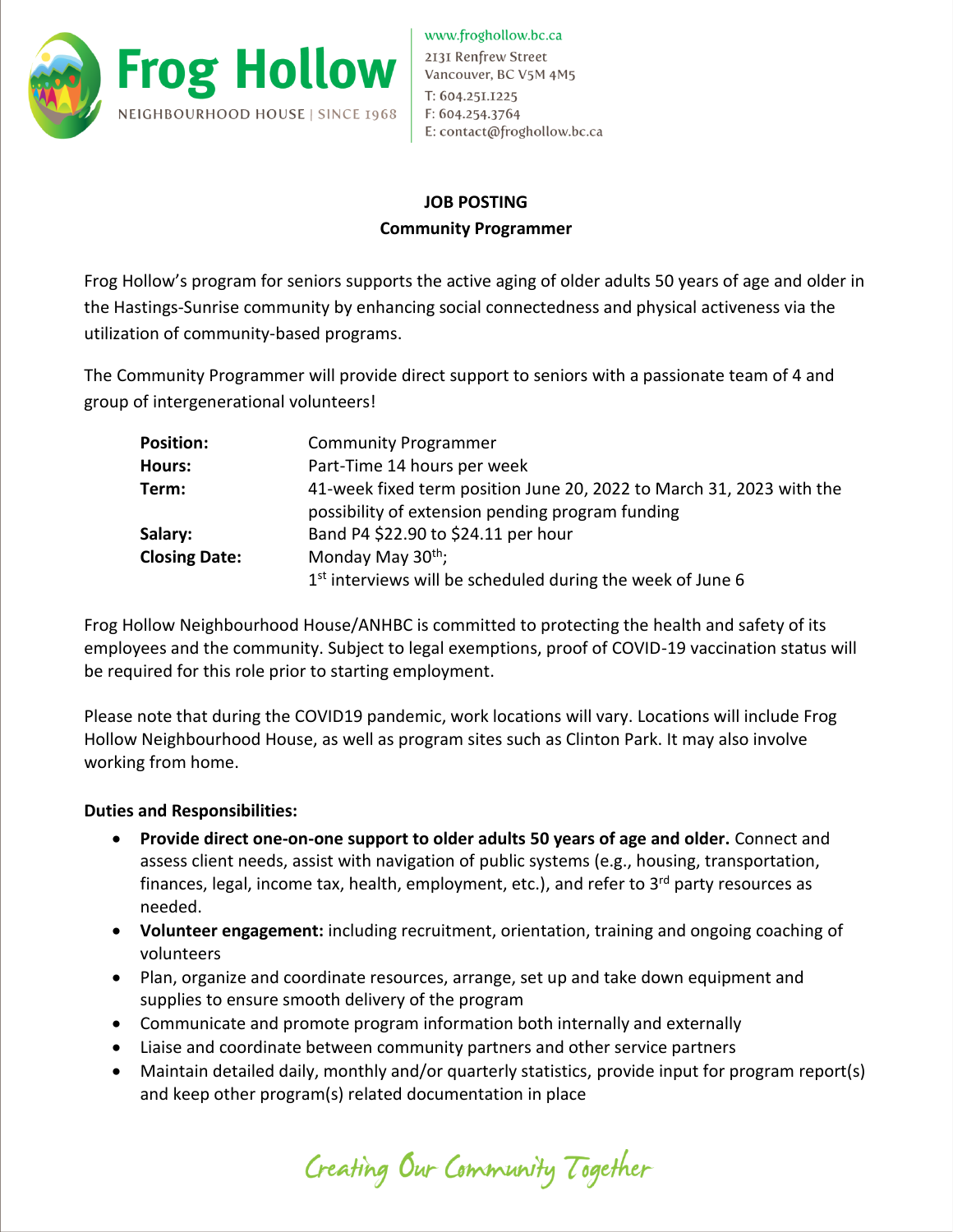**Frog Hollow**
NEIGHBOURHOOD HOUSE | SINCE 1968

www.froghollow.bc.ca
2131 Renfrew Street
Vancouver, BC V5M 4M5
T: 604.251.1225
F: 604.254.3764
E: contact@froghollow.bc.ca

# JOB POSTING
## Community Programmer

Frog Hollow's program for seniors supports the active aging of older adults 50 years of age and older in the Hastings-Sunrise community by enhancing social connectedness and physical activeness via the utilization of community-based programs.

The Community Programmer will provide direct support to seniors with a passionate team of 4 and group of intergenerational volunteers!

| | |
|---|---|
| **Position:** | Community Programmer |
| **Hours:** | Part-Time 14 hours per week |
| **Term:** | 41-week fixed term position June 20, 2022 to March 31, 2023 with the possibility of extension pending program funding |
| **Salary:** | Band P4 $22.90 to $24.11 per hour |
| **Closing Date:** | Monday May 30th; 1st interviews will be scheduled during the week of June 6 |

Frog Hollow Neighbourhood House/ANHBC is committed to protecting the health and safety of its employees and the community. Subject to legal exemptions, proof of COVID-19 vaccination status will be required for this role prior to starting employment.

Please note that during the COVID19 pandemic, work locations will vary. Locations will include Frog Hollow Neighbourhood House, as well as program sites such as Clinton Park. It may also involve working from home.

**Duties and Responsibilities:**

- **Provide direct one-on-one support to older adults 50 years of age and older.** Connect and assess client needs, assist with navigation of public systems (e.g., housing, transportation, finances, legal, income tax, health, employment, etc.), and refer to 3rd party resources as needed.
- **Volunteer engagement:** including recruitment, orientation, training and ongoing coaching of volunteers
- Plan, organize and coordinate resources, arrange, set up and take down equipment and supplies to ensure smooth delivery of the program
- Communicate and promote program information both internally and externally
- Liaise and coordinate between community partners and other service partners
- Maintain detailed daily, monthly and/or quarterly statistics, provide input for program report(s) and keep other program(s) related documentation in place

*Creating Our Community Together*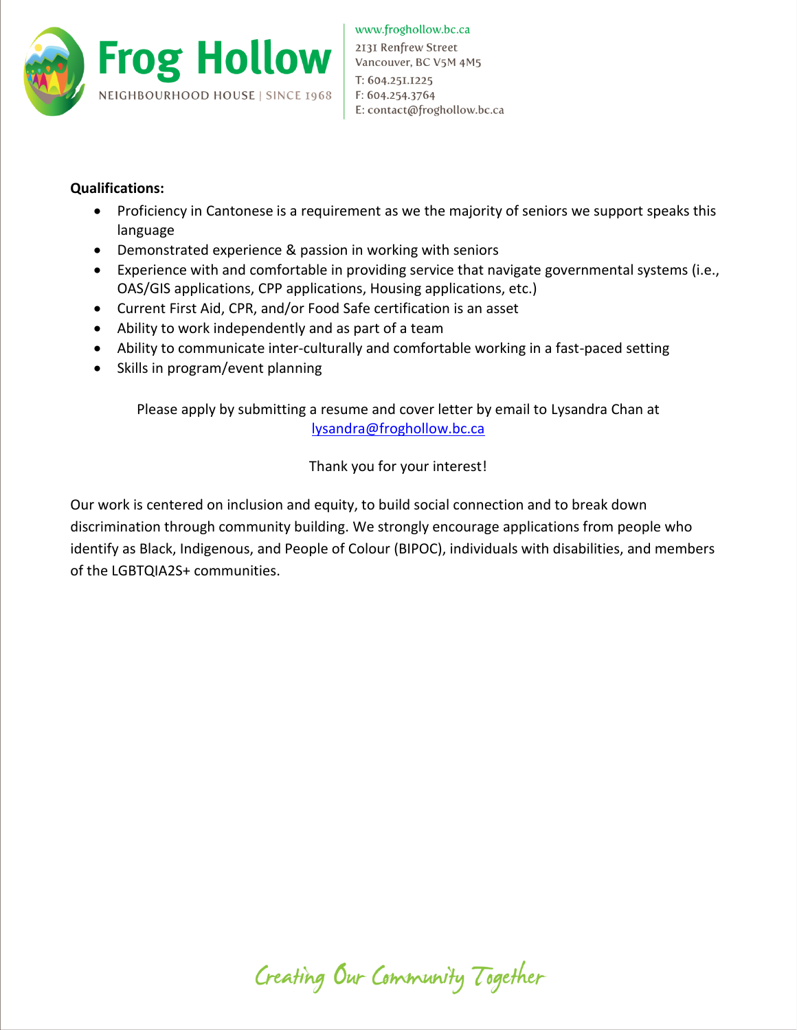**Qualifications:**

- Proficiency in Cantonese is a requirement as we the majority of seniors we support speaks this language
- Demonstrated experience & passion in working with seniors
- Experience with and comfortable in providing service that navigate governmental systems (i.e., OAS/GIS applications, CPP applications, Housing applications, etc.)
- Current First Aid, CPR, and/or Food Safe certification is an asset
- Ability to work independently and as part of a team
- Ability to communicate inter-culturally and comfortable working in a fast-paced setting
- Skills in program/event planning

Please apply by submitting a resume and cover letter by email to Lysandra Chan at lysandra@froghollow.bc.ca

Thank you for your interest!

Our work is centered on inclusion and equity, to build social connection and to break down discrimination through community building. We strongly encourage applications from people who identify as Black, Indigenous, and People of Colour (BIPOC), individuals with disabilities, and members of the LGBTQIA2S+ communities.